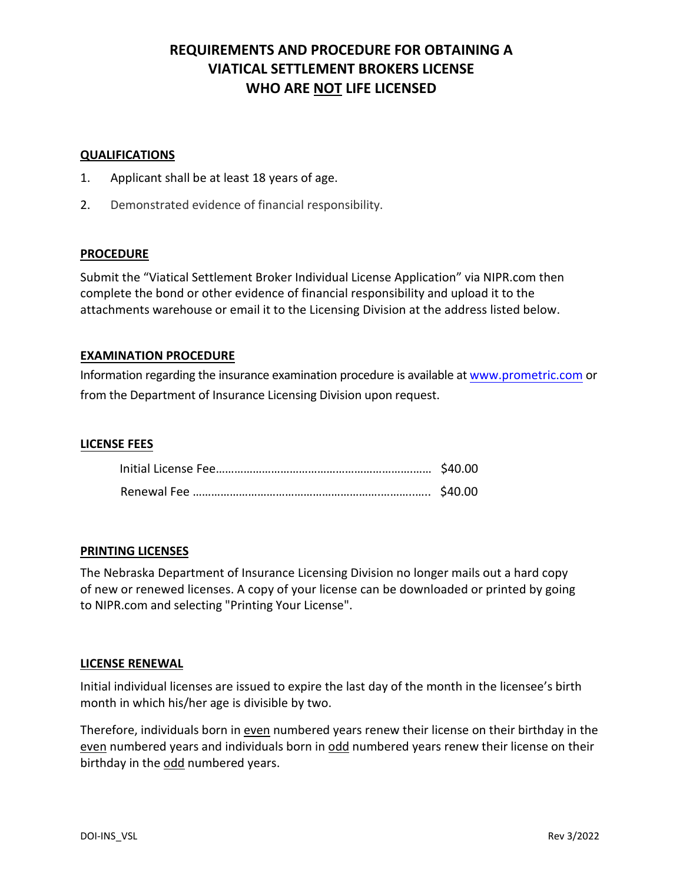# REQUIREMENTS AND PROCEDURE FOR OBTAINING A VIATICAL SETTLEMENT BROKERS LICENSE WHO ARE NOT LIFE LICENSED

## QUALIFICATIONS

1. Applicant shall be at least 18 years of age.
2. Demonstrated evidence of financial responsibility.

## PROCEDURE

Submit the "Viatical Settlement Broker Individual License Application" via NIPR.com then complete the bond or other evidence of financial responsibility and upload it to the attachments warehouse or email it to the Licensing Division at the address listed below.

## EXAMINATION PROCEDURE

Information regarding the insurance examination procedure is available at www.prometric.com or from the Department of Insurance Licensing Division upon request.

## LICENSE FEES

| | |
|---|---|
| Initial License Fee | $40.00 |
| Renewal Fee | $40.00 |

## PRINTING LICENSES

The Nebraska Department of Insurance Licensing Division no longer mails out a hard copy of new or renewed licenses. A copy of your license can be downloaded or printed by going to NIPR.com and selecting "Printing Your License".

## LICENSE RENEWAL

Initial individual licenses are issued to expire the last day of the month in the licensee's birth month in which his/her age is divisible by two.

Therefore, individuals born in even numbered years renew their license on their birthday in the even numbered years and individuals born in odd numbered years renew their license on their birthday in the odd numbered years.

DOI-INS_VSL Rev 3/2022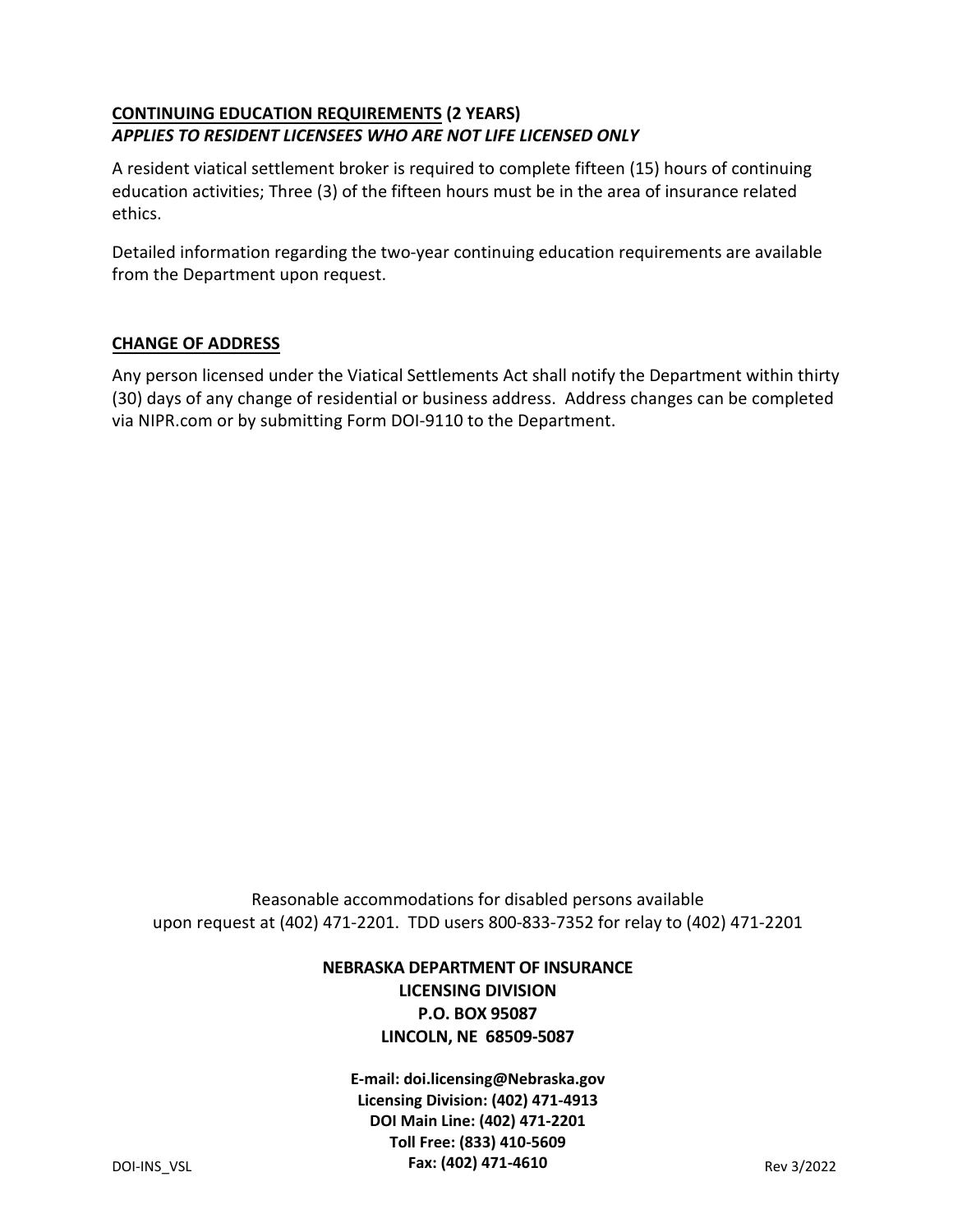## CONTINUING EDUCATION REQUIREMENTS (2 YEARS)

***APPLIES TO RESIDENT LICENSEES WHO ARE NOT LIFE LICENSED ONLY***

A resident viatical settlement broker is required to complete fifteen (15) hours of continuing education activities; Three (3) of the fifteen hours must be in the area of insurance related ethics.

Detailed information regarding the two-year continuing education requirements are available from the Department upon request.

## CHANGE OF ADDRESS

Any person licensed under the Viatical Settlements Act shall notify the Department within thirty (30) days of any change of residential or business address. Address changes can be completed via NIPR.com or by submitting Form DOI-9110 to the Department.

Reasonable accommodations for disabled persons available upon request at (402) 471-2201. TDD users 800-833-7352 for relay to (402) 471-2201

**NEBRASKA DEPARTMENT OF INSURANCE**
**LICENSING DIVISION**
**P.O. BOX 95087**
**LINCOLN, NE 68509-5087**

**E-mail: doi.licensing@Nebraska.gov**
**Licensing Division: (402) 471-4913**
**DOI Main Line: (402) 471-2201**
**Toll Free: (833) 410-5609**
**Fax: (402) 471-4610**

DOI-INS_VSL Rev 3/2022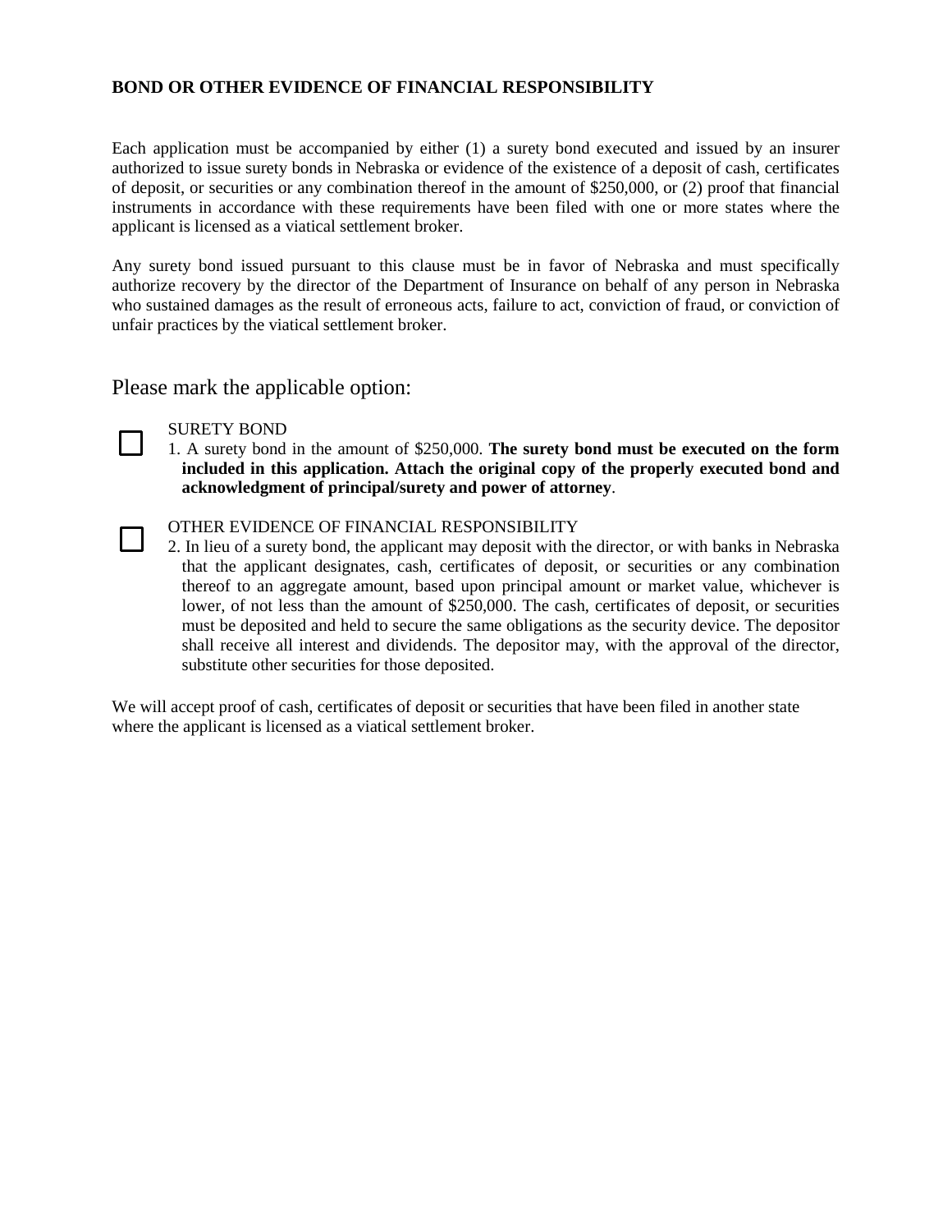**BOND OR OTHER EVIDENCE OF FINANCIAL RESPONSIBILITY**

Each application must be accompanied by either (1) a surety bond executed and issued by an insurer authorized to issue surety bonds in Nebraska or evidence of the existence of a deposit of cash, certificates of deposit, or securities or any combination thereof in the amount of $250,000, or (2) proof that financial instruments in accordance with these requirements have been filed with one or more states where the applicant is licensed as a viatical settlement broker.

Any surety bond issued pursuant to this clause must be in favor of Nebraska and must specifically authorize recovery by the director of the Department of Insurance on behalf of any person in Nebraska who sustained damages as the result of erroneous acts, failure to act, conviction of fraud, or conviction of unfair practices by the viatical settlement broker.

Please mark the applicable option:

☐ SURETY BOND
1. A surety bond in the amount of $250,000. **The surety bond must be executed on the form included in this application. Attach the original copy of the properly executed bond and acknowledgment of principal/surety and power of attorney**.

☐ OTHER EVIDENCE OF FINANCIAL RESPONSIBILITY
2. In lieu of a surety bond, the applicant may deposit with the director, or with banks in Nebraska that the applicant designates, cash, certificates of deposit, or securities or any combination thereof to an aggregate amount, based upon principal amount or market value, whichever is lower, of not less than the amount of $250,000. The cash, certificates of deposit, or securities must be deposited and held to secure the same obligations as the security device. The depositor shall receive all interest and dividends. The depositor may, with the approval of the director, substitute other securities for those deposited.

We will accept proof of cash, certificates of deposit or securities that have been filed in another state where the applicant is licensed as a viatical settlement broker.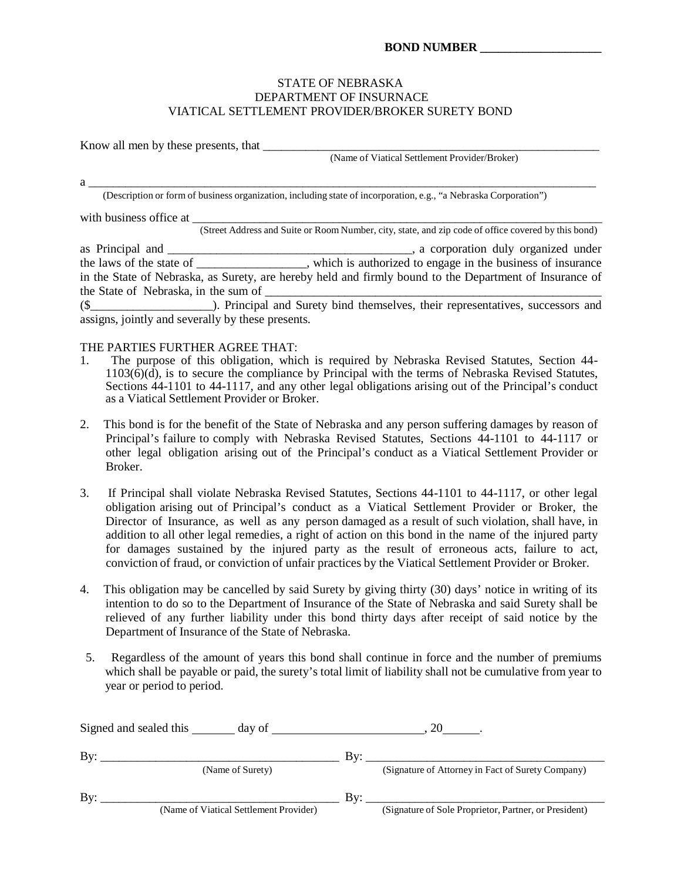**BOND NUMBER \_\_\_\_\_\_\_\_\_\_\_\_\_\_\_\_\_\_\_\_**

STATE OF NEBRASKA
DEPARTMENT OF INSURNACE
VIATICAL SETTLEMENT PROVIDER/BROKER SURETY BOND

Know all men by these presents, that \_\_\_\_\_\_\_\_\_\_\_\_\_\_\_\_\_\_\_\_\_\_\_\_\_\_\_\_\_\_\_\_\_\_\_\_\_\_\_\_\_\_\_\_\_\_\_\_\_\_\_\_\_\_\_\_
(Name of Viatical Settlement Provider/Broker)

a \_\_\_\_\_\_\_\_\_\_\_\_\_\_\_\_\_\_\_\_\_\_\_\_\_\_\_\_\_\_\_\_\_\_\_\_\_\_\_\_\_\_\_\_\_\_\_\_\_\_\_\_\_\_\_\_\_\_\_\_\_\_\_\_\_\_\_\_\_\_\_\_\_\_\_\_\_\_\_\_\_\_\_\_\_\_
(Description or form of business organization, including state of incorporation, e.g., "a Nebraska Corporation")

with business office at \_\_\_\_\_\_\_\_\_\_\_\_\_\_\_\_\_\_\_\_\_\_\_\_\_\_\_\_\_\_\_\_\_\_\_\_\_\_\_\_\_\_\_\_\_\_\_\_\_\_\_\_\_\_\_\_\_\_\_\_\_\_\_\_\_\_\_\_
(Street Address and Suite or Room Number, city, state, and zip code of office covered by this bond)

as Principal and \_\_\_\_\_\_\_\_\_\_\_\_\_\_\_\_\_\_\_\_\_\_\_\_\_\_\_\_\_\_\_\_\_\_\_\_\_\_\_\_, a corporation duly organized under the laws of the state of \_\_\_\_\_\_\_\_\_\_\_\_\_\_\_\_\_\_, which is authorized to engage in the business of insurance in the State of Nebraska, as Surety, are hereby held and firmly bound to the Department of Insurance of the State of Nebraska, in the sum of \_\_\_\_\_\_\_\_\_\_\_\_\_\_\_\_\_\_\_\_\_\_\_\_\_\_\_\_\_\_\_\_\_\_\_\_\_\_\_\_\_\_\_\_\_\_\_\_\_\_\_\_\_\_\_\_ ($\_\_\_\_\_\_\_\_\_\_\_\_\_\_\_\_\_\_\_\_). Principal and Surety bind themselves, their representatives, successors and assigns, jointly and severally by these presents.

THE PARTIES FURTHER AGREE THAT:

1. The purpose of this obligation, which is required by Nebraska Revised Statutes, Section 44-1103(6)(d), is to secure the compliance by Principal with the terms of Nebraska Revised Statutes, Sections 44-1101 to 44-1117, and any other legal obligations arising out of the Principal's conduct as a Viatical Settlement Provider or Broker.

2. This bond is for the benefit of the State of Nebraska and any person suffering damages by reason of Principal's failure to comply with Nebraska Revised Statutes, Sections 44-1101 to 44-1117 or other legal obligation arising out of the Principal's conduct as a Viatical Settlement Provider or Broker.

3. If Principal shall violate Nebraska Revised Statutes, Sections 44-1101 to 44-1117, or other legal obligation arising out of Principal's conduct as a Viatical Settlement Provider or Broker, the Director of Insurance, as well as any person damaged as a result of such violation, shall have, in addition to all other legal remedies, a right of action on this bond in the name of the injured party for damages sustained by the injured party as the result of erroneous acts, failure to act, conviction of fraud, or conviction of unfair practices by the Viatical Settlement Provider or Broker.

4. This obligation may be cancelled by said Surety by giving thirty (30) days' notice in writing of its intention to do so to the Department of Insurance of the State of Nebraska and said Surety shall be relieved of any further liability under this bond thirty days after receipt of said notice by the Department of Insurance of the State of Nebraska.

5. Regardless of the amount of years this bond shall continue in force and the number of premiums which shall be payable or paid, the surety's total limit of liability shall not be cumulative from year to year or period to period.

Signed and sealed this \_\_\_\_\_\_\_ day of \_\_\_\_\_\_\_\_\_\_\_\_\_\_\_\_\_\_\_\_\_\_\_\_\_, 20\_\_\_\_\_\_.

By: \_\_\_\_\_\_\_\_\_\_\_\_\_\_\_\_\_\_\_\_\_\_\_\_\_\_\_\_\_\_\_\_\_\_\_\_\_\_\_ (Name of Surety)

By: \_\_\_\_\_\_\_\_\_\_\_\_\_\_\_\_\_\_\_\_\_\_\_\_\_\_\_\_\_\_\_\_\_\_\_\_\_\_\_ (Signature of Attorney in Fact of Surety Company)

By: \_\_\_\_\_\_\_\_\_\_\_\_\_\_\_\_\_\_\_\_\_\_\_\_\_\_\_\_\_\_\_\_\_\_\_\_\_\_\_ (Name of Viatical Settlement Provider)

By: \_\_\_\_\_\_\_\_\_\_\_\_\_\_\_\_\_\_\_\_\_\_\_\_\_\_\_\_\_\_\_\_\_\_\_\_\_\_\_ (Signature of Sole Proprietor, Partner, or President)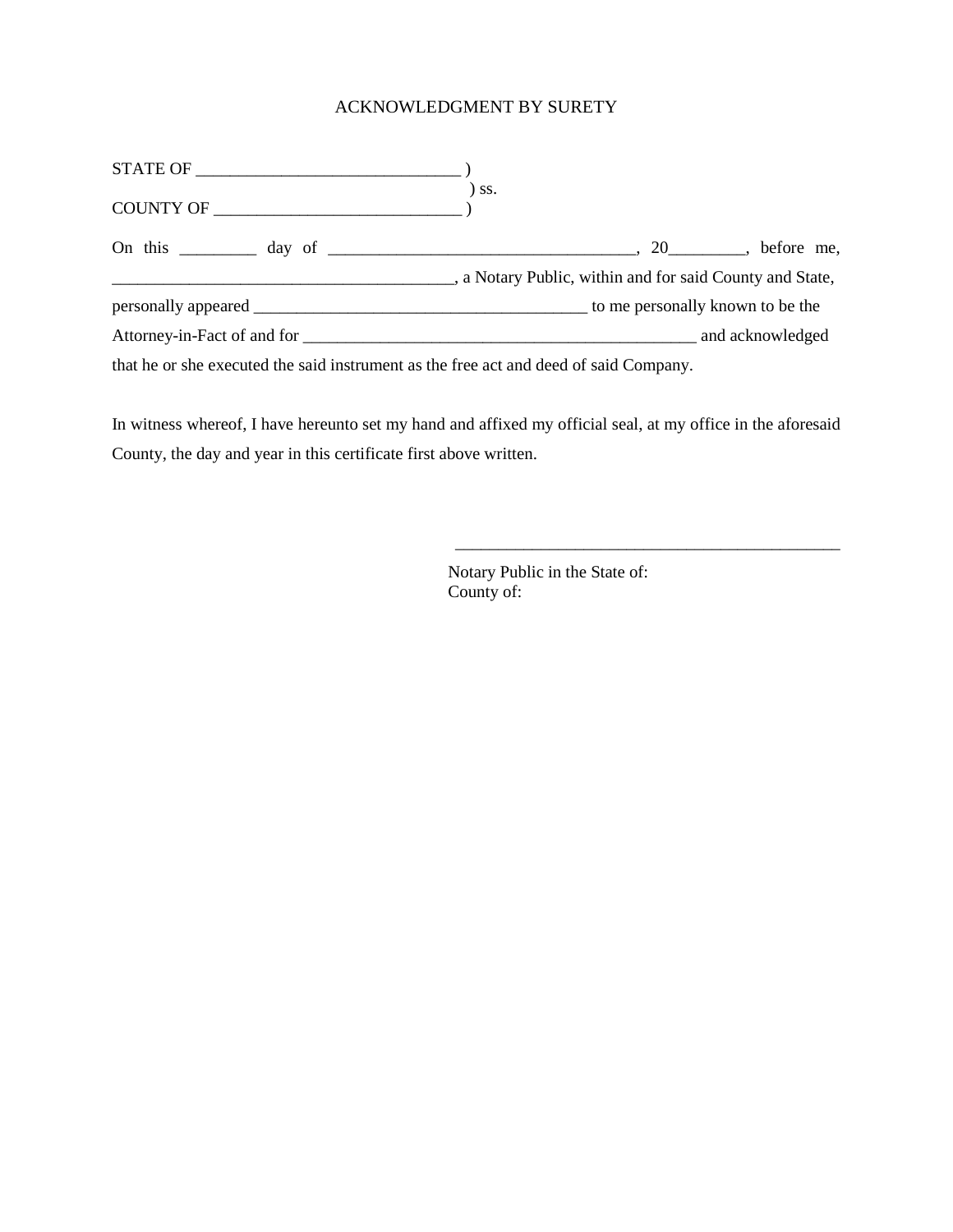# ACKNOWLEDGMENT BY SURETY

STATE OF _______________________________ )
) ss.
COUNTY OF _____________________________ )

On this _________ day of ____________________________________, 20_________, before me, ________________________________________, a Notary Public, within and for said County and State, personally appeared _______________________________________ to me personally known to be the Attorney-in-Fact of and for _______________________________________________ and acknowledged that he or she executed the said instrument as the free act and deed of said Company.

In witness whereof, I have hereunto set my hand and affixed my official seal, at my office in the aforesaid County, the day and year in this certificate first above written.

_______________________________________________

Notary Public in the State of:
County of: